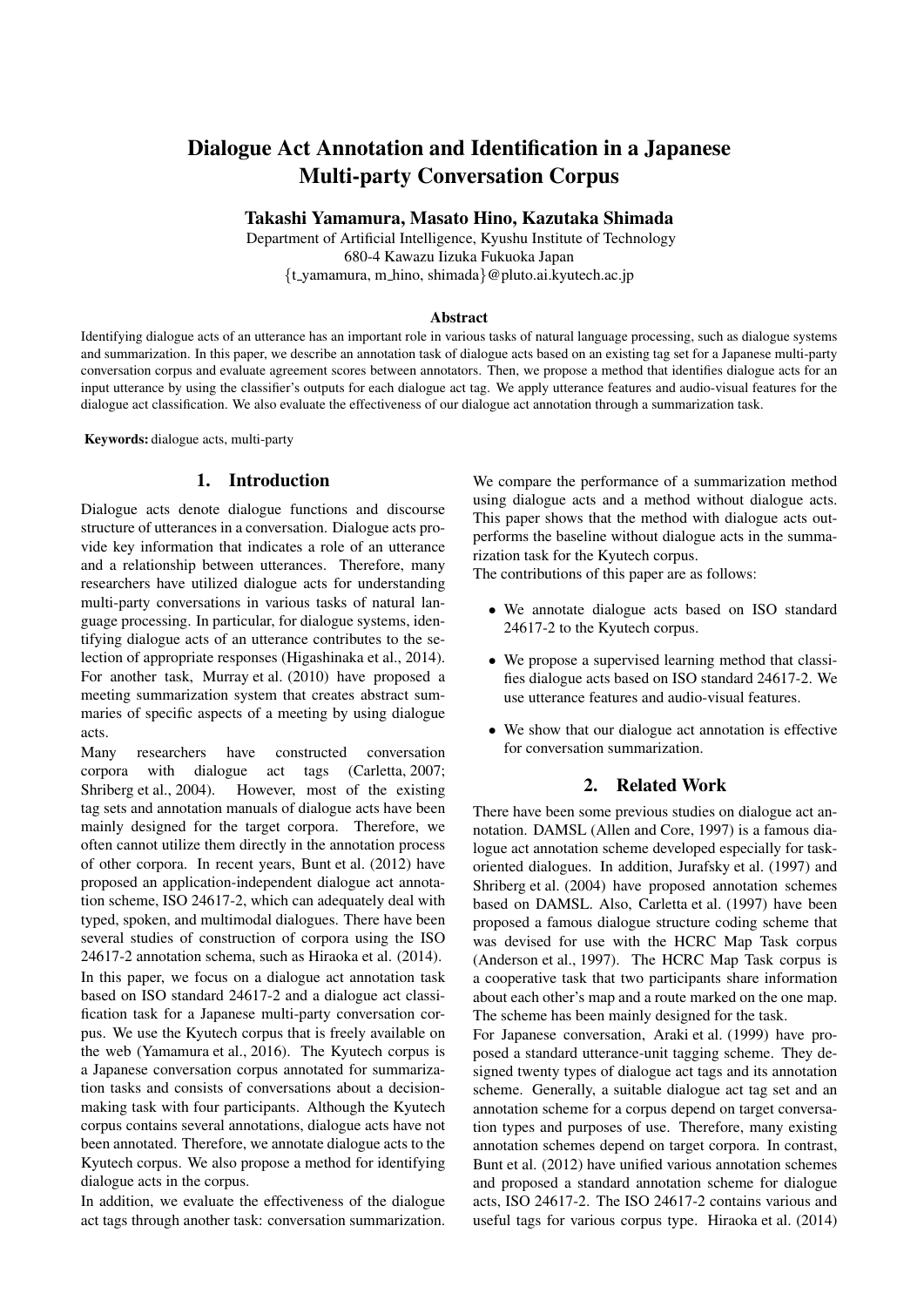# Dialogue Act Annotation and Identification in a Japanese Multi-party Conversation Corpus

**Takashi Yamamura, Masato Hino, Kazutaka Shimada**

Department of Artificial Intelligence, Kyushu Institute of Technology
680-4 Kawazu Iizuka Fukuoka Japan
{t_yamamura, m_hino, shimada}@pluto.ai.kyutech.ac.jp

### Abstract

Identifying dialogue acts of an utterance has an important role in various tasks of natural language processing, such as dialogue systems and summarization. In this paper, we describe an annotation task of dialogue acts based on an existing tag set for a Japanese multi-party conversation corpus and evaluate agreement scores between annotators. Then, we propose a method that identifies dialogue acts for an input utterance by using the classifier's outputs for each dialogue act tag. We apply utterance features and audio-visual features for the dialogue act classification. We also evaluate the effectiveness of our dialogue act annotation through a summarization task.

**Keywords:** dialogue acts, multi-party

## 1. Introduction

Dialogue acts denote dialogue functions and discourse structure of utterances in a conversation. Dialogue acts provide key information that indicates a role of an utterance and a relationship between utterances. Therefore, many researchers have utilized dialogue acts for understanding multi-party conversations in various tasks of natural language processing. In particular, for dialogue systems, identifying dialogue acts of an utterance contributes to the selection of appropriate responses (Higashinaka et al., 2014). For another task, Murray et al. (2010) have proposed a meeting summarization system that creates abstract summaries of specific aspects of a meeting by using dialogue acts.

Many researchers have constructed conversation corpora with dialogue act tags (Carletta, 2007; Shriberg et al., 2004). However, most of the existing tag sets and annotation manuals of dialogue acts have been mainly designed for the target corpora. Therefore, we often cannot utilize them directly in the annotation process of other corpora. In recent years, Bunt et al. (2012) have proposed an application-independent dialogue act annotation scheme, ISO 24617-2, which can adequately deal with typed, spoken, and multimodal dialogues. There have been several studies of construction of corpora using the ISO 24617-2 annotation schema, such as Hiraoka et al. (2014).

In this paper, we focus on a dialogue act annotation task based on ISO standard 24617-2 and a dialogue act classification task for a Japanese multi-party conversation corpus. We use the Kyutech corpus that is freely available on the web (Yamamura et al., 2016). The Kyutech corpus is a Japanese conversation corpus annotated for summarization tasks and consists of conversations about a decision-making task with four participants. Although the Kyutech corpus contains several annotations, dialogue acts have not been annotated. Therefore, we annotate dialogue acts to the Kyutech corpus. We also propose a method for identifying dialogue acts in the corpus.

In addition, we evaluate the effectiveness of the dialogue act tags through another task: conversation summarization. We compare the performance of a summarization method using dialogue acts and a method without dialogue acts. This paper shows that the method with dialogue acts outperforms the baseline without dialogue acts in the summarization task for the Kyutech corpus.

The contributions of this paper are as follows:

- We annotate dialogue acts based on ISO standard 24617-2 to the Kyutech corpus.
- We propose a supervised learning method that classifies dialogue acts based on ISO standard 24617-2. We use utterance features and audio-visual features.
- We show that our dialogue act annotation is effective for conversation summarization.

## 2. Related Work

There have been some previous studies on dialogue act annotation. DAMSL (Allen and Core, 1997) is a famous dialogue act annotation scheme developed especially for task-oriented dialogues. In addition, Jurafsky et al. (1997) and Shriberg et al. (2004) have proposed annotation schemes based on DAMSL. Also, Carletta et al. (1997) have been proposed a famous dialogue structure coding scheme that was devised for use with the HCRC Map Task corpus (Anderson et al., 1997). The HCRC Map Task corpus is a cooperative task that two participants share information about each other's map and a route marked on the one map. The scheme has been mainly designed for the task.

For Japanese conversation, Araki et al. (1999) have proposed a standard utterance-unit tagging scheme. They designed twenty types of dialogue act tags and its annotation scheme. Generally, a suitable dialogue act tag set and an annotation scheme for a corpus depend on target conversation types and purposes of use. Therefore, many existing annotation schemes depend on target corpora. In contrast, Bunt et al. (2012) have unified various annotation schemes and proposed a standard annotation scheme for dialogue acts, ISO 24617-2. The ISO 24617-2 contains various and useful tags for various corpus type. Hiraoka et al. (2014)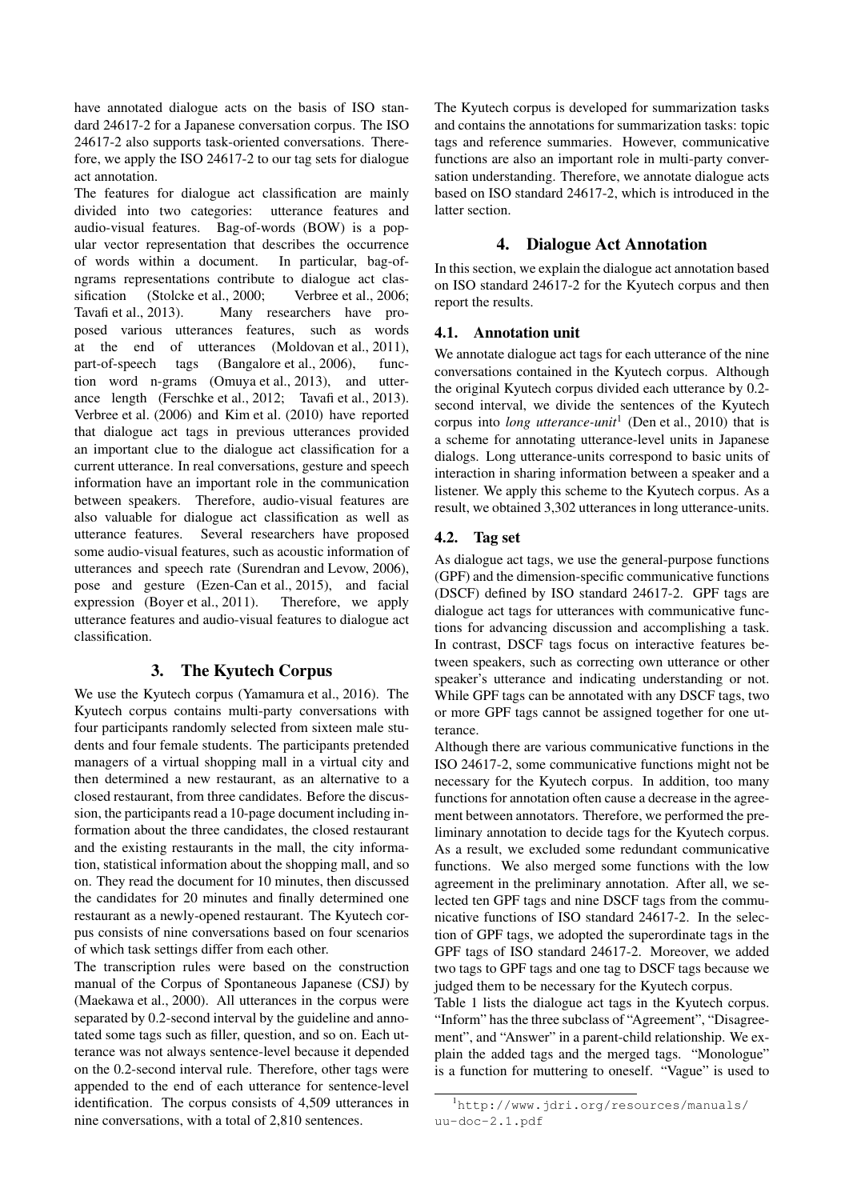have annotated dialogue acts on the basis of ISO standard 24617-2 for a Japanese conversation corpus. The ISO 24617-2 also supports task-oriented conversations. Therefore, we apply the ISO 24617-2 to our tag sets for dialogue act annotation.

The features for dialogue act classification are mainly divided into two categories: utterance features and audio-visual features. Bag-of-words (BOW) is a popular vector representation that describes the occurrence of words within a document. In particular, bag-of-ngrams representations contribute to dialogue act classification (Stolcke et al., 2000; Verbree et al., 2006; Tavafi et al., 2013). Many researchers have proposed various utterances features, such as words at the end of utterances (Moldovan et al., 2011), part-of-speech tags (Bangalore et al., 2006), function word n-grams (Omuya et al., 2013), and utterance length (Ferschke et al., 2012; Tavafi et al., 2013). Verbree et al. (2006) and Kim et al. (2010) have reported that dialogue act tags in previous utterances provided an important clue to the dialogue act classification for a current utterance. In real conversations, gesture and speech information have an important role in the communication between speakers. Therefore, audio-visual features are also valuable for dialogue act classification as well as utterance features. Several researchers have proposed some audio-visual features, such as acoustic information of utterances and speech rate (Surendran and Levow, 2006), pose and gesture (Ezen-Can et al., 2015), and facial expression (Boyer et al., 2011). Therefore, we apply utterance features and audio-visual features to dialogue act classification.

## 3. The Kyutech Corpus

We use the Kyutech corpus (Yamamura et al., 2016). The Kyutech corpus contains multi-party conversations with four participants randomly selected from sixteen male students and four female students. The participants pretended managers of a virtual shopping mall in a virtual city and then determined a new restaurant, as an alternative to a closed restaurant, from three candidates. Before the discussion, the participants read a 10-page document including information about the three candidates, the closed restaurant and the existing restaurants in the mall, the city information, statistical information about the shopping mall, and so on. They read the document for 10 minutes, then discussed the candidates for 20 minutes and finally determined one restaurant as a newly-opened restaurant. The Kyutech corpus consists of nine conversations based on four scenarios of which task settings differ from each other.

The transcription rules were based on the construction manual of the Corpus of Spontaneous Japanese (CSJ) by (Maekawa et al., 2000). All utterances in the corpus were separated by 0.2-second interval by the guideline and annotated some tags such as filler, question, and so on. Each utterance was not always sentence-level because it depended on the 0.2-second interval rule. Therefore, other tags were appended to the end of each utterance for sentence-level identification. The corpus consists of 4,509 utterances in nine conversations, with a total of 2,810 sentences.

The Kyutech corpus is developed for summarization tasks and contains the annotations for summarization tasks: topic tags and reference summaries. However, communicative functions are also an important role in multi-party conversation understanding. Therefore, we annotate dialogue acts based on ISO standard 24617-2, which is introduced in the latter section.

## 4. Dialogue Act Annotation

In this section, we explain the dialogue act annotation based on ISO standard 24617-2 for the Kyutech corpus and then report the results.

### 4.1. Annotation unit

We annotate dialogue act tags for each utterance of the nine conversations contained in the Kyutech corpus. Although the original Kyutech corpus divided each utterance by 0.2-second interval, we divide the sentences of the Kyutech corpus into *long utterance-unit*[1] (Den et al., 2010) that is a scheme for annotating utterance-level units in Japanese dialogs. Long utterance-units correspond to basic units of interaction in sharing information between a speaker and a listener. We apply this scheme to the Kyutech corpus. As a result, we obtained 3,302 utterances in long utterance-units.

### 4.2. Tag set

As dialogue act tags, we use the general-purpose functions (GPF) and the dimension-specific communicative functions (DSCF) defined by ISO standard 24617-2. GPF tags are dialogue act tags for utterances with communicative functions for advancing discussion and accomplishing a task. In contrast, DSCF tags focus on interactive features between speakers, such as correcting own utterance or other speaker's utterance and indicating understanding or not. While GPF tags can be annotated with any DSCF tags, two or more GPF tags cannot be assigned together for one utterance.

Although there are various communicative functions in the ISO 24617-2, some communicative functions might not be necessary for the Kyutech corpus. In addition, too many functions for annotation often cause a decrease in the agreement between annotators. Therefore, we performed the preliminary annotation to decide tags for the Kyutech corpus. As a result, we excluded some redundant communicative functions. We also merged some functions with the low agreement in the preliminary annotation. After all, we selected ten GPF tags and nine DSCF tags from the communicative functions of ISO standard 24617-2. In the selection of GPF tags, we adopted the superordinate tags in the GPF tags of ISO standard 24617-2. Moreover, we added two tags to GPF tags and one tag to DSCF tags because we judged them to be necessary for the Kyutech corpus.

Table 1 lists the dialogue act tags in the Kyutech corpus. "Inform" has the three subclass of "Agreement", "Disagreement", and "Answer" in a parent-child relationship. We explain the added tags and the merged tags. "Monologue" is a function for muttering to oneself. "Vague" is used to

[1] http://www.jdri.org/resources/manuals/uu-doc-2.1.pdf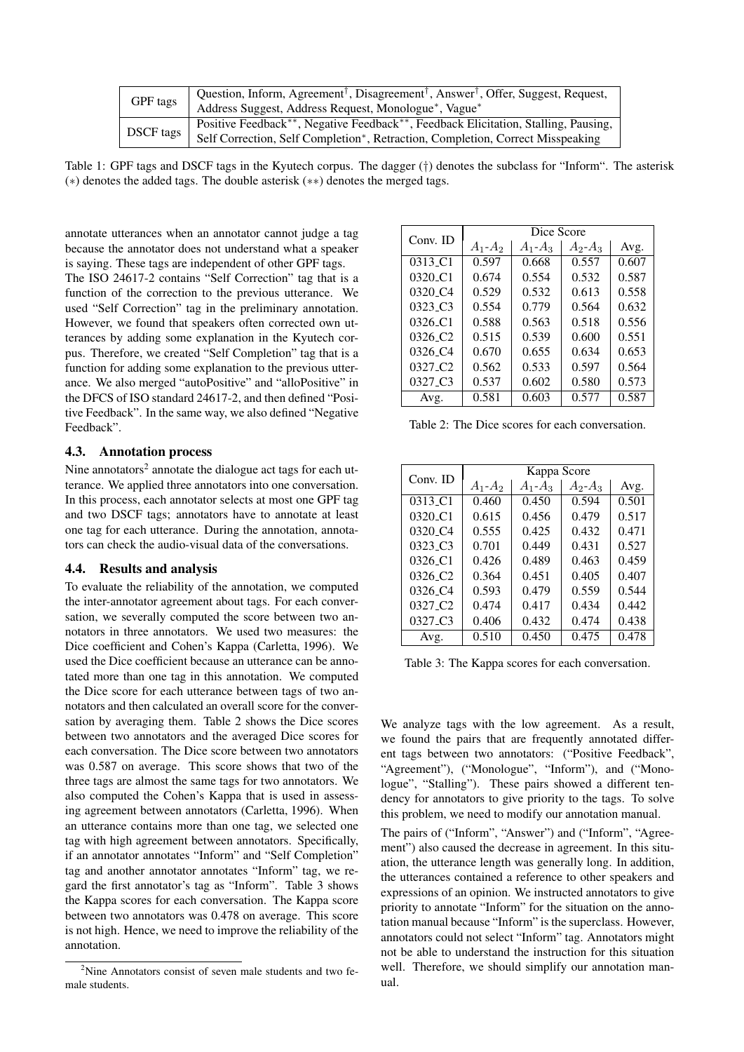| GPF tags | Question, Inform, Agreement[†], Disagreement[†], Answer[†], Offer, Suggest, Request, Address Suggest, Address Request, Monologue*, Vague* |
|---|---|
| DSCF tags | Positive Feedback**, Negative Feedback**, Feedback Elicitation, Stalling, Pausing, Self Correction, Self Completion*, Retraction, Completion, Correct Misspeaking |

Table 1: GPF tags and DSCF tags in the Kyutech corpus. The dagger (†) denotes the subclass for "Inform". The asterisk (*) denotes the added tags. The double asterisk (**) denotes the merged tags.

annotate utterances when an annotator cannot judge a tag because the annotator does not understand what a speaker is saying. These tags are independent of other GPF tags.

The ISO 24617-2 contains "Self Correction" tag that is a function of the correction to the previous utterance. We used "Self Correction" tag in the preliminary annotation. However, we found that speakers often corrected own utterances by adding some explanation in the Kyutech corpus. Therefore, we created "Self Completion" tag that is a function for adding some explanation to the previous utterance. We also merged "autoPositive" and "alloPositive" in the DFCS of ISO standard 24617-2, and then defined "Positive Feedback". In the same way, we also defined "Negative Feedback".

### 4.3. Annotation process

Nine annotators[2] annotate the dialogue act tags for each utterance. We applied three annotators into one conversation. In this process, each annotator selects at most one GPF tag and two DSCF tags; annotators have to annotate at least one tag for each utterance. During the annotation, annotators can check the audio-visual data of the conversations.

### 4.4. Results and analysis

To evaluate the reliability of the annotation, we computed the inter-annotator agreement about tags. For each conversation, we severally computed the score between two annotators in three annotators. We used two measures: the Dice coefficient and Cohen's Kappa (Carletta, 1996). We used the Dice coefficient because an utterance can be annotated more than one tag in this annotation. We computed the Dice score for each utterance between tags of two annotators and then calculated an overall score for the conversation by averaging them. Table 2 shows the Dice scores between two annotators and the averaged Dice scores for each conversation. The Dice score between two annotators was 0.587 on average. This score shows that two of the three tags are almost the same tags for two annotators. We also computed the Cohen's Kappa that is used in assessing agreement between annotators (Carletta, 1996). When an utterance contains more than one tag, we selected one tag with high agreement between annotators. Specifically, if an annotator annotates "Inform" and "Self Completion" tag and another annotator annotates "Inform" tag, we regard the first annotator's tag as "Inform". Table 3 shows the Kappa scores for each conversation. The Kappa score between two annotators was 0.478 on average. This score is not high. Hence, we need to improve the reliability of the annotation.

| Conv. ID | Dice Score | | | |
|---|---|---|---|---|
| | $A_1$-$A_2$ | $A_1$-$A_3$ | $A_2$-$A_3$ | Avg. |
| 0313_C1 | 0.597 | 0.668 | 0.557 | 0.607 |
| 0320_C1 | 0.674 | 0.554 | 0.532 | 0.587 |
| 0320_C4 | 0.529 | 0.532 | 0.613 | 0.558 |
| 0323_C3 | 0.554 | 0.779 | 0.564 | 0.632 |
| 0326_C1 | 0.588 | 0.563 | 0.518 | 0.556 |
| 0326_C2 | 0.515 | 0.539 | 0.600 | 0.551 |
| 0326_C4 | 0.670 | 0.655 | 0.634 | 0.653 |
| 0327_C2 | 0.562 | 0.533 | 0.597 | 0.564 |
| 0327_C3 | 0.537 | 0.602 | 0.580 | 0.573 |
| Avg. | 0.581 | 0.603 | 0.577 | 0.587 |

Table 2: The Dice scores for each conversation.

| Conv. ID | Kappa Score | | | |
|---|---|---|---|---|
| | $A_1$-$A_2$ | $A_1$-$A_3$ | $A_2$-$A_3$ | Avg. |
| 0313_C1 | 0.460 | 0.450 | 0.594 | 0.501 |
| 0320_C1 | 0.615 | 0.456 | 0.479 | 0.517 |
| 0320_C4 | 0.555 | 0.425 | 0.432 | 0.471 |
| 0323_C3 | 0.701 | 0.449 | 0.431 | 0.527 |
| 0326_C1 | 0.426 | 0.489 | 0.463 | 0.459 |
| 0326_C2 | 0.364 | 0.451 | 0.405 | 0.407 |
| 0326_C4 | 0.593 | 0.479 | 0.559 | 0.544 |
| 0327_C2 | 0.474 | 0.417 | 0.434 | 0.442 |
| 0327_C3 | 0.406 | 0.432 | 0.474 | 0.438 |
| Avg. | 0.510 | 0.450 | 0.475 | 0.478 |

Table 3: The Kappa scores for each conversation.

We analyze tags with the low agreement. As a result, we found the pairs that are frequently annotated different tags between two annotators: ("Positive Feedback", "Agreement"), ("Monologue", "Inform"), and ("Monologue", "Stalling"). These pairs showed a different tendency for annotators to give priority to the tags. To solve this problem, we need to modify our annotation manual.

The pairs of ("Inform", "Answer") and ("Inform", "Agreement") also caused the decrease in agreement. In this situation, the utterance length was generally long. In addition, the utterances contained a reference to other speakers and expressions of an opinion. We instructed annotators to give priority to annotate "Inform" for the situation on the annotation manual because "Inform" is the superclass. However, annotators could not select "Inform" tag. Annotators might not be able to understand the instruction for this situation well. Therefore, we should simplify our annotation manual.

[2] Nine Annotators consist of seven male students and two female students.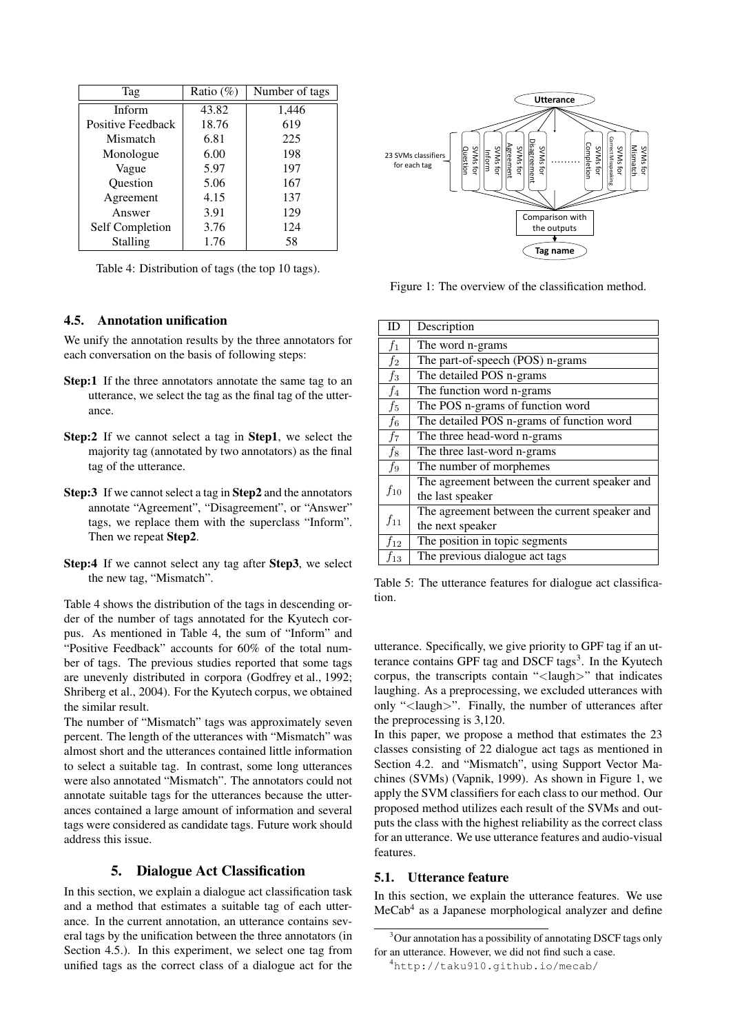| Tag | Ratio (%) | Number of tags |
|---|---|---|
| Inform | 43.82 | 1,446 |
| Positive Feedback | 18.76 | 619 |
| Mismatch | 6.81 | 225 |
| Monologue | 6.00 | 198 |
| Vague | 5.97 | 197 |
| Question | 5.06 | 167 |
| Agreement | 4.15 | 137 |
| Answer | 3.91 | 129 |
| Self Completion | 3.76 | 124 |
| Stalling | 1.76 | 58 |

Table 4: Distribution of tags (the top 10 tags).

### 4.5. Annotation unification

We unify the annotation results by the three annotators for each conversation on the basis of following steps:

**Step:1** If the three annotators annotate the same tag to an utterance, we select the tag as the final tag of the utterance.

**Step:2** If we cannot select a tag in **Step1**, we select the majority tag (annotated by two annotators) as the final tag of the utterance.

**Step:3** If we cannot select a tag in **Step2** and the annotators annotate "Agreement", "Disagreement", or "Answer" tags, we replace them with the superclass "Inform". Then we repeat **Step2**.

**Step:4** If we cannot select any tag after **Step3**, we select the new tag, "Mismatch".

Table 4 shows the distribution of the tags in descending order of the number of tags annotated for the Kyutech corpus. As mentioned in Table 4, the sum of "Inform" and "Positive Feedback" accounts for 60% of the total number of tags. The previous studies reported that some tags are unevenly distributed in corpora (Godfrey et al., 1992; Shriberg et al., 2004). For the Kyutech corpus, we obtained the similar result.

The number of "Mismatch" tags was approximately seven percent. The length of the utterances with "Mismatch" was almost short and the utterances contained little information to select a suitable tag. In contrast, some long utterances were also annotated "Mismatch". The annotators could not annotate suitable tags for the utterances because the utterances contained a large amount of information and several tags were considered as candidate tags. Future work should address this issue.

## 5. Dialogue Act Classification

In this section, we explain a dialogue act classification task and a method that estimates a suitable tag of each utterance. In the current annotation, an utterance contains several tags by the unification between the three annotators (in Section 4.5.). In this experiment, we select one tag from unified tags as the correct class of a dialogue act for the utterance. Specifically, we give priority to GPF tag if an utterance contains GPF tag and DSCF tags[3]. In the Kyutech corpus, the transcripts contain "<laugh>" that indicates laughing. As a preprocessing, we excluded utterances with only "<laugh>". Finally, the number of utterances after the preprocessing is 3,120.

In this paper, we propose a method that estimates the 23 classes consisting of 22 dialogue act tags as mentioned in Section 4.2. and "Mismatch", using Support Vector Machines (SVMs) (Vapnik, 1999). As shown in Figure 1, we apply the SVM classifiers for each class to our method. Our proposed method utilizes each result of the SVMs and outputs the class with the highest reliability as the correct class for an utterance. We use utterance features and audio-visual features.

Figure 1: The overview of the classification method.

| ID | Description |
|---|---|
| $f_1$ | The word n-grams |
| $f_2$ | The part-of-speech (POS) n-grams |
| $f_3$ | The detailed POS n-grams |
| $f_4$ | The function word n-grams |
| $f_5$ | The POS n-grams of function word |
| $f_6$ | The detailed POS n-grams of function word |
| $f_7$ | The three head-word n-grams |
| $f_8$ | The three last-word n-grams |
| $f_9$ | The number of morphemes |
| $f_{10}$ | The agreement between the current speaker and the last speaker |
| $f_{11}$ | The agreement between the current speaker and the next speaker |
| $f_{12}$ | The position in topic segments |
| $f_{13}$ | The previous dialogue act tags |

Table 5: The utterance features for dialogue act classification.

### 5.1. Utterance feature

In this section, we explain the utterance features. We use MeCab[4] as a Japanese morphological analyzer and define

[3] Our annotation has a possibility of annotating DSCF tags only for an utterance. However, we did not find such a case.

[4] http://taku910.github.io/mecab/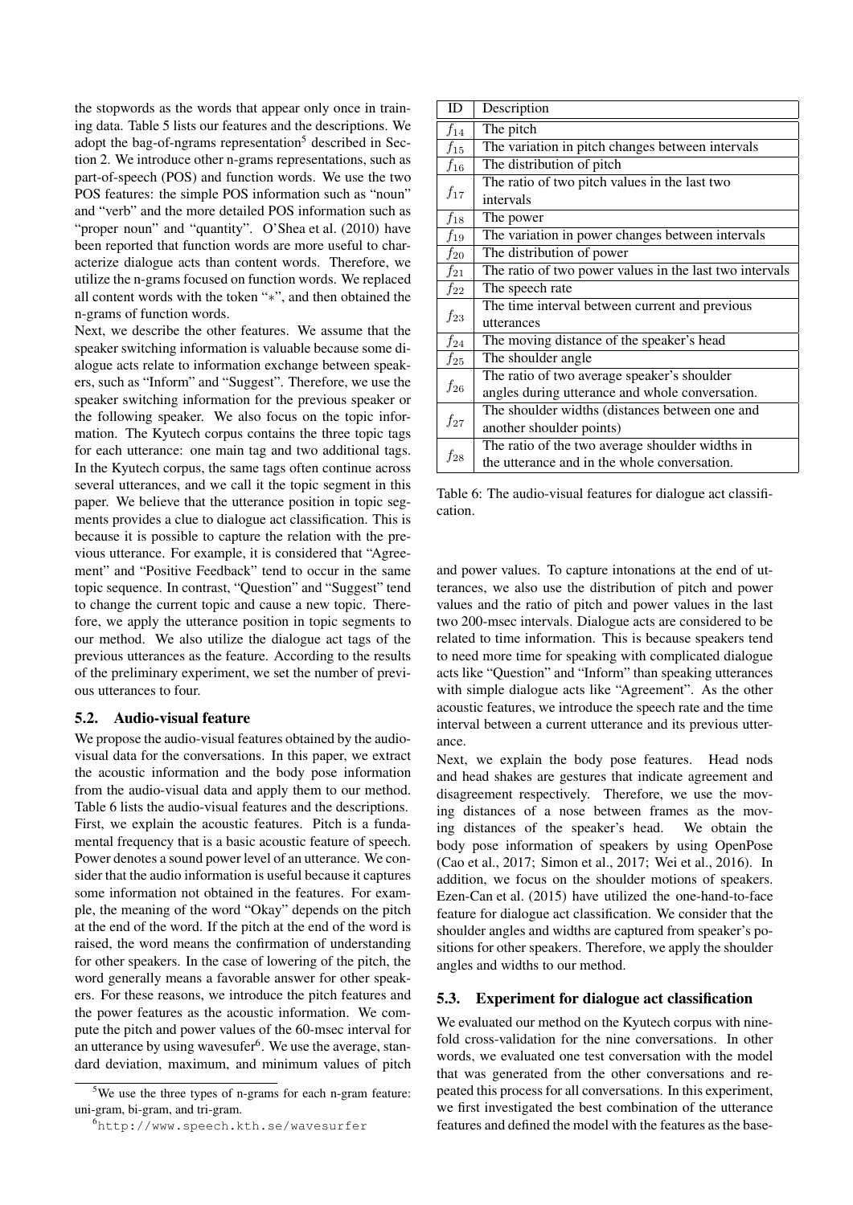the stopwords as the words that appear only once in training data. Table 5 lists our features and the descriptions. We adopt the bag-of-ngrams representation[5] described in Section 2. We introduce other n-grams representations, such as part-of-speech (POS) and function words. We use the two POS features: the simple POS information such as "noun" and "verb" and the more detailed POS information such as "proper noun" and "quantity". O'Shea et al. (2010) have been reported that function words are more useful to characterize dialogue acts than content words. Therefore, we utilize the n-grams focused on function words. We replaced all content words with the token "∗", and then obtained the n-grams of function words.

Next, we describe the other features. We assume that the speaker switching information is valuable because some dialogue acts relate to information exchange between speakers, such as "Inform" and "Suggest". Therefore, we use the speaker switching information for the previous speaker or the following speaker. We also focus on the topic information. The Kyutech corpus contains the three topic tags for each utterance: one main tag and two additional tags. In the Kyutech corpus, the same tags often continue across several utterances, and we call it the topic segment in this paper. We believe that the utterance position in topic segments provides a clue to dialogue act classification. This is because it is possible to capture the relation with the previous utterance. For example, it is considered that "Agreement" and "Positive Feedback" tend to occur in the same topic sequence. In contrast, "Question" and "Suggest" tend to change the current topic and cause a new topic. Therefore, we apply the utterance position in topic segments to our method. We also utilize the dialogue act tags of the previous utterances as the feature. According to the results of the preliminary experiment, we set the number of previous utterances to four.

### 5.2. Audio-visual feature

We propose the audio-visual features obtained by the audio-visual data for the conversations. In this paper, we extract the acoustic information and the body pose information from the audio-visual data and apply them to our method. Table 6 lists the audio-visual features and the descriptions.

First, we explain the acoustic features. Pitch is a fundamental frequency that is a basic acoustic feature of speech. Power denotes a sound power level of an utterance. We consider that the audio information is useful because it captures some information not obtained in the features. For example, the meaning of the word "Okay" depends on the pitch at the end of the word. If the pitch at the end of the word is raised, the word means the confirmation of understanding for other speakers. In the case of lowering of the pitch, the word generally means a favorable answer for other speakers. For these reasons, we introduce the pitch features and the power features as the acoustic information. We compute the pitch and power values of the 60-msec interval for an utterance by using wavesufer[6]. We use the average, standard deviation, maximum, and minimum values of pitch and power values. To capture intonations at the end of utterances, we also use the distribution of pitch and power values and the ratio of pitch and power values in the last two 200-msec intervals. Dialogue acts are considered to be related to time information. This is because speakers tend to need more time for speaking with complicated dialogue acts like "Question" and "Inform" than speaking utterances with simple dialogue acts like "Agreement". As the other acoustic features, we introduce the speech rate and the time interval between a current utterance and its previous utterance.

| ID | Description |
|---|---|
| $f_{14}$ | The pitch |
| $f_{15}$ | The variation in pitch changes between intervals |
| $f_{16}$ | The distribution of pitch |
| $f_{17}$ | The ratio of two pitch values in the last two intervals |
| $f_{18}$ | The power |
| $f_{19}$ | The variation in power changes between intervals |
| $f_{20}$ | The distribution of power |
| $f_{21}$ | The ratio of two power values in the last two intervals |
| $f_{22}$ | The speech rate |
| $f_{23}$ | The time interval between current and previous utterances |
| $f_{24}$ | The moving distance of the speaker's head |
| $f_{25}$ | The shoulder angle |
| $f_{26}$ | The ratio of two average speaker's shoulder angles during utterance and whole conversation. |
| $f_{27}$ | The shoulder widths (distances between one and another shoulder points) |
| $f_{28}$ | The ratio of the two average shoulder widths in the utterance and in the whole conversation. |

Table 6: The audio-visual features for dialogue act classification.

Next, we explain the body pose features. Head nods and head shakes are gestures that indicate agreement and disagreement respectively. Therefore, we use the moving distances of a nose between frames as the moving distances of the speaker's head. We obtain the body pose information of speakers by using OpenPose (Cao et al., 2017; Simon et al., 2017; Wei et al., 2016). In addition, we focus on the shoulder motions of speakers. Ezen-Can et al. (2015) have utilized the one-hand-to-face feature for dialogue act classification. We consider that the shoulder angles and widths are captured from speaker's positions for other speakers. Therefore, we apply the shoulder angles and widths to our method.

### 5.3. Experiment for dialogue act classification

We evaluated our method on the Kyutech corpus with nine-fold cross-validation for the nine conversations. In other words, we evaluated one test conversation with the model that was generated from the other conversations and repeated this process for all conversations. In this experiment, we first investigated the best combination of the utterance features and defined the model with the features as the base-

[5] We use the three types of n-grams for each n-gram feature: uni-gram, bi-gram, and tri-gram.

[6] http://www.speech.kth.se/wavesurfer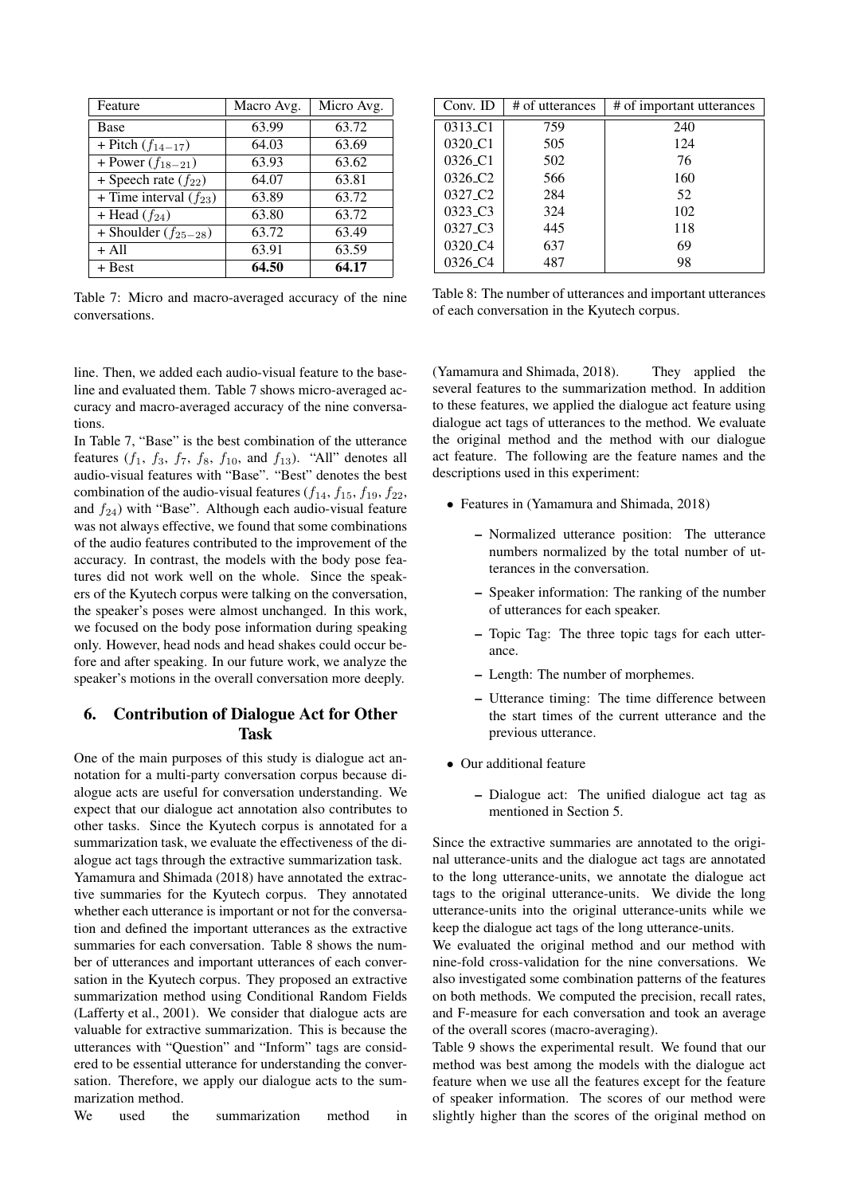| Feature | Macro Avg. | Micro Avg. |
|---|---|---|
| Base | 63.99 | 63.72 |
| + Pitch ($f_{14-17}$) | 64.03 | 63.69 |
| + Power ($f_{18-21}$) | 63.93 | 63.62 |
| + Speech rate ($f_{22}$) | 64.07 | 63.81 |
| + Time interval ($f_{23}$) | 63.89 | 63.72 |
| + Head ($f_{24}$) | 63.80 | 63.72 |
| + Shoulder ($f_{25-28}$) | 63.72 | 63.49 |
| + All | 63.91 | 63.59 |
| + Best | **64.50** | **64.17** |

Table 7: Micro and macro-averaged accuracy of the nine conversations.

| Conv. ID | # of utterances | # of important utterances |
|---|---|---|
| 0313_C1 | 759 | 240 |
| 0320_C1 | 505 | 124 |
| 0326_C1 | 502 | 76 |
| 0326_C2 | 566 | 160 |
| 0327_C2 | 284 | 52 |
| 0323_C3 | 324 | 102 |
| 0327_C3 | 445 | 118 |
| 0320_C4 | 637 | 69 |
| 0326_C4 | 487 | 98 |

Table 8: The number of utterances and important utterances of each conversation in the Kyutech corpus.

line. Then, we added each audio-visual feature to the baseline and evaluated them. Table 7 shows micro-averaged accuracy and macro-averaged accuracy of the nine conversations.

In Table 7, "Base" is the best combination of the utterance features ($f_1$, $f_3$, $f_7$, $f_8$, $f_{10}$, and $f_{13}$). "All" denotes all audio-visual features with "Base". "Best" denotes the best combination of the audio-visual features ($f_{14}$, $f_{15}$, $f_{19}$, $f_{22}$, and $f_{24}$) with "Base". Although each audio-visual feature was not always effective, we found that some combinations of the audio features contributed to the improvement of the accuracy. In contrast, the models with the body pose features did not work well on the whole. Since the speakers of the Kyutech corpus were talking on the conversation, the speaker's poses were almost unchanged. In this work, we focused on the body pose information during speaking only. However, head nods and head shakes could occur before and after speaking. In our future work, we analyze the speaker's motions in the overall conversation more deeply.

## 6. Contribution of Dialogue Act for Other Task

One of the main purposes of this study is dialogue act annotation for a multi-party conversation corpus because dialogue acts are useful for conversation understanding. We expect that our dialogue act annotation also contributes to other tasks. Since the Kyutech corpus is annotated for a summarization task, we evaluate the effectiveness of the dialogue act tags through the extractive summarization task.

Yamamura and Shimada (2018) have annotated the extractive summaries for the Kyutech corpus. They annotated whether each utterance is important or not for the conversation and defined the important utterances as the extractive summaries for each conversation. Table 8 shows the number of utterances and important utterances of each conversation in the Kyutech corpus. They proposed an extractive summarization method using Conditional Random Fields (Lafferty et al., 2001). We consider that dialogue acts are valuable for extractive summarization. This is because the utterances with "Question" and "Inform" tags are considered to be essential utterance for understanding the conversation. Therefore, we apply our dialogue acts to the summarization method.

We used the summarization method in (Yamamura and Shimada, 2018). They applied the several features to the summarization method. In addition to these features, we applied the dialogue act feature using dialogue act tags of utterances to the method. We evaluate the original method and the method with our dialogue act feature. The following are the feature names and the descriptions used in this experiment:

- Features in (Yamamura and Shimada, 2018)
  - Normalized utterance position: The utterance numbers normalized by the total number of utterances in the conversation.
  - Speaker information: The ranking of the number of utterances for each speaker.
  - Topic Tag: The three topic tags for each utterance.
  - Length: The number of morphemes.
  - Utterance timing: The time difference between the start times of the current utterance and the previous utterance.
- Our additional feature
  - Dialogue act: The unified dialogue act tag as mentioned in Section 5.

Since the extractive summaries are annotated to the original utterance-units and the dialogue act tags are annotated to the long utterance-units, we annotate the dialogue act tags to the original utterance-units. We divide the long utterance-units into the original utterance-units while we keep the dialogue act tags of the long utterance-units.

We evaluated the original method and our method with nine-fold cross-validation for the nine conversations. We also investigated some combination patterns of the features on both methods. We computed the precision, recall rates, and F-measure for each conversation and took an average of the overall scores (macro-averaging).

Table 9 shows the experimental result. We found that our method was best among the models with the dialogue act feature when we use all the features except for the feature of speaker information. The scores of our method were slightly higher than the scores of the original method on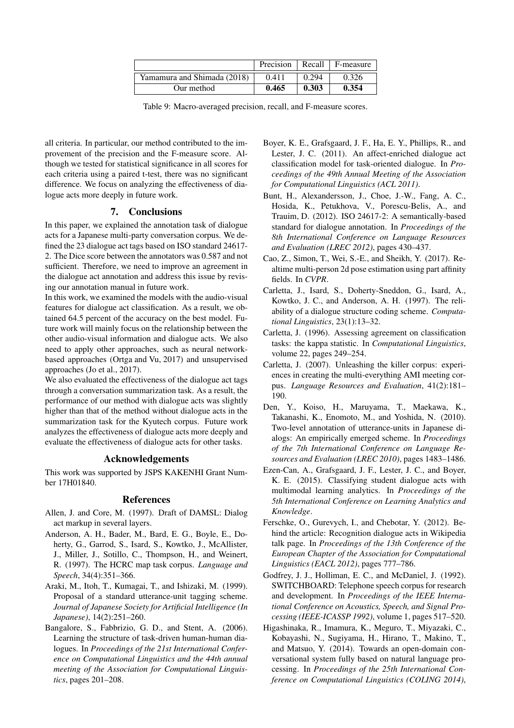| | Precision | Recall | F-measure |
|---|---|---|---|
| Yamamura and Shimada (2018) | 0.411 | 0.294 | 0.326 |
| Our method | **0.465** | **0.303** | **0.354** |

Table 9: Macro-averaged precision, recall, and F-measure scores.

all criteria. In particular, our method contributed to the improvement of the precision and the F-measure score. Although we tested for statistical significance in all scores for each criteria using a paired t-test, there was no significant difference. We focus on analyzing the effectiveness of dialogue acts more deeply in future work.

## 7. Conclusions

In this paper, we explained the annotation task of dialogue acts for a Japanese multi-party conversation corpus. We defined the 23 dialogue act tags based on ISO standard 24617-2. The Dice score between the annotators was 0.587 and not sufficient. Therefore, we need to improve an agreement in the dialogue act annotation and address this issue by revising our annotation manual in future work.

In this work, we examined the models with the audio-visual features for dialogue act classification. As a result, we obtained 64.5 percent of the accuracy on the best model. Future work will mainly focus on the relationship between the other audio-visual information and dialogue acts. We also need to apply other approaches, such as neural network-based approaches (Ortga and Vu, 2017) and unsupervised approaches (Jo et al., 2017).

We also evaluated the effectiveness of the dialogue act tags through a conversation summarization task. As a result, the performance of our method with dialogue acts was slightly higher than that of the method without dialogue acts in the summarization task for the Kyutech corpus. Future work analyzes the effectiveness of dialogue acts more deeply and evaluate the effectiveness of dialogue acts for other tasks.

## Acknowledgements

This work was supported by JSPS KAKENHI Grant Number 17H01840.

## References

Allen, J. and Core, M. (1997). Draft of DAMSL: Dialog act markup in several layers.

Anderson, A. H., Bader, M., Bard, E. G., Boyle, E., Doherty, G., Garrod, S., Isard, S., Kowtko, J., McAllister, J., Miller, J., Sotillo, C., Thompson, H., and Weinert, R. (1997). The HCRC map task corpus. *Language and Speech*, 34(4):351–366.

Araki, M., Itoh, T., Kumagai, T., and Ishizaki, M. (1999). Proposal of a standard utterance-unit tagging scheme. *Journal of Japanese Society for Artificial Intelligence (In Japanese)*, 14(2):251–260.

Bangalore, S., Fabbrizio, G. D., and Stent, A. (2006). Learning the structure of task-driven human-human dialogues. In *Proceedings of the 21st International Conference on Computational Linguistics and the 44th annual meeting of the Association for Computational Linguistics*, pages 201–208.

Boyer, K. E., Grafsgaard, J. F., Ha, E. Y., Phillips, R., and Lester, J. C. (2011). An affect-enriched dialogue act classification model for task-oriented dialogue. In *Proceedings of the 49th Annual Meeting of the Association for Computational Linguistics (ACL 2011)*.

Bunt, H., Alexandersson, J., Choe, J.-W., Fang, A. C., Hosida, K., Petukhova, V., Porescu-Belis, A., and Trauim, D. (2012). ISO 24617-2: A semantically-based standard for dialogue annotation. In *Proceedings of the 8th International Conference on Language Resources and Evaluation (LREC 2012)*, pages 430–437.

Cao, Z., Simon, T., Wei, S.-E., and Sheikh, Y. (2017). Realtime multi-person 2d pose estimation using part affinity fields. In *CVPR*.

Carletta, J., Isard, S., Doherty-Sneddon, G., Isard, A., Kowtko, J. C., and Anderson, A. H. (1997). The reliability of a dialogue structure coding scheme. *Computational Linguistics*, 23(1):13–32.

Carletta, J. (1996). Assessing agreement on classification tasks: the kappa statistic. In *Computational Linguistics*, volume 22, pages 249–254.

Carletta, J. (2007). Unleashing the killer corpus: experiences in creating the multi-everything AMI meeting corpus. *Language Resources and Evaluation*, 41(2):181–190.

Den, Y., Koiso, H., Maruyama, T., Maekawa, K., Takanashi, K., Enomoto, M., and Yoshida, N. (2010). Two-level annotation of utterance-units in Japanese dialogs: An empirically emerged scheme. In *Proceedings of the 7th International Conference on Language Resources and Evaluation (LREC 2010)*, pages 1483–1486.

Ezen-Can, A., Grafsgaard, J. F., Lester, J. C., and Boyer, K. E. (2015). Classifying student dialogue acts with multimodal learning analytics. In *Proceedings of the 5th International Conference on Learning Analytics and Knowledge*.

Ferschke, O., Gurevych, I., and Chebotar, Y. (2012). Behind the article: Recognition dialogue acts in Wikipedia talk page. In *Proceedings of the 13th Conference of the European Chapter of the Association for Computational Linguistics (EACL 2012)*, pages 777–786.

Godfrey, J. J., Holliman, E. C., and McDaniel, J. (1992). SWITCHBOARD: Telephone speech corpus for research and development. In *Proceedings of the IEEE International Conference on Acoustics, Speech, and Signal Processing (IEEE-ICASSP 1992)*, volume 1, pages 517–520.

Higashinaka, R., Imamura, K., Meguro, T., Miyazaki, C., Kobayashi, N., Sugiyama, H., Hirano, T., Makino, T., and Matsuo, Y. (2014). Towards an open-domain conversational system fully based on natural language processing. In *Proceedings of the 25th International Conference on Computational Linguistics (COLING 2014)*,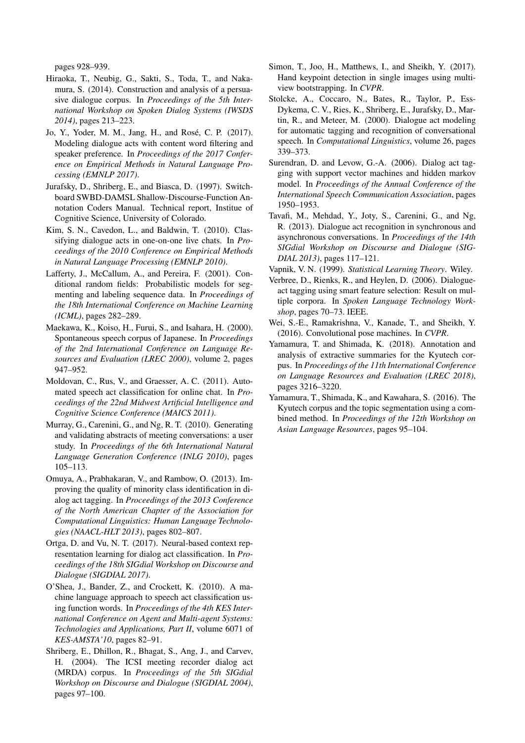pages 928–939.

Hiraoka, T., Neubig, G., Sakti, S., Toda, T., and Nakamura, S. (2014). Construction and analysis of a persuasive dialogue corpus. In *Proceedings of the 5th International Workshop on Spoken Dialog Systems (IWSDS 2014)*, pages 213–223.

Jo, Y., Yoder, M. M., Jang, H., and Rosé, C. P. (2017). Modeling dialogue acts with content word filtering and speaker preference. In *Proceedings of the 2017 Conference on Empirical Methods in Natural Language Processing (EMNLP 2017)*.

Jurafsky, D., Shriberg, E., and Biasca, D. (1997). Switchboard SWBD-DAMSL Shallow-Discourse-Function Annotation Coders Manual. Technical report, Institue of Cognitive Science, University of Colorado.

Kim, S. N., Cavedon, L., and Baldwin, T. (2010). Classifying dialogue acts in one-on-one live chats. In *Proceedings of the 2010 Conference on Empirical Methods in Natural Language Processing (EMNLP 2010)*.

Lafferty, J., McCallum, A., and Pereira, F. (2001). Conditional random fields: Probabilistic models for segmenting and labeling sequence data. In *Proceedings of the 18th International Conference on Machine Learning (ICML)*, pages 282–289.

Maekawa, K., Koiso, H., Furui, S., and Isahara, H. (2000). Spontaneous speech corpus of Japanese. In *Proceedings of the 2nd International Conference on Language Resources and Evaluation (LREC 2000)*, volume 2, pages 947–952.

Moldovan, C., Rus, V., and Graesser, A. C. (2011). Automated speech act classification for online chat. In *Proceedings of the 22nd Midwest Artificial Intelligence and Cognitive Science Conference (MAICS 2011)*.

Murray, G., Carenini, G., and Ng, R. T. (2010). Generating and validating abstracts of meeting conversations: a user study. In *Proceedings of the 6th International Natural Language Generation Conference (INLG 2010)*, pages 105–113.

Omuya, A., Prabhakaran, V., and Rambow, O. (2013). Improving the quality of minority class identification in dialog act tagging. In *Proceedings of the 2013 Conference of the North American Chapter of the Association for Computational Linguistics: Human Language Technologies (NAACL-HLT 2013)*, pages 802–807.

Ortga, D. and Vu, N. T. (2017). Neural-based context representation learning for dialog act classification. In *Proceedings of the 18th SIGdial Workshop on Discourse and Dialogue (SIGDIAL 2017)*.

O'Shea, J., Bander, Z., and Crockett, K. (2010). A machine language approach to speech act classification using function words. In *Proceedings of the 4th KES International Conference on Agent and Multi-agent Systems: Technologies and Applications, Part II*, volume 6071 of *KES-AMSTA'10*, pages 82–91.

Shriberg, E., Dhillon, R., Bhagat, S., Ang, J., and Carvev, H. (2004). The ICSI meeting recorder dialog act (MRDA) corpus. In *Proceedings of the 5th SIGdial Workshop on Discourse and Dialogue (SIGDIAL 2004)*, pages 97–100.

Simon, T., Joo, H., Matthews, I., and Sheikh, Y. (2017). Hand keypoint detection in single images using multiview bootstrapping. In *CVPR*.

Stolcke, A., Coccaro, N., Bates, R., Taylor, P., Ess-Dykema, C. V., Ries, K., Shriberg, E., Jurafsky, D., Martin, R., and Meteer, M. (2000). Dialogue act modeling for automatic tagging and recognition of conversational speech. In *Computational Linguistics*, volume 26, pages 339–373.

Surendran, D. and Levow, G.-A. (2006). Dialog act tagging with support vector machines and hidden markov model. In *Proceedings of the Annual Conference of the International Speech Communication Association*, pages 1950–1953.

Tavafi, M., Mehdad, Y., Joty, S., Carenini, G., and Ng, R. (2013). Dialogue act recognition in synchronous and asynchronous conversations. In *Proceedings of the 14th SIGdial Workshop on Discourse and Dialogue (SIGDIAL 2013)*, pages 117–121.

Vapnik, V. N. (1999). *Statistical Learning Theory*. Wiley.

Verbree, D., Rienks, R., and Heylen, D. (2006). Dialogue-act tagging using smart feature selection: Result on multiple corpora. In *Spoken Language Technology Workshop*, pages 70–73. IEEE.

Wei, S.-E., Ramakrishna, V., Kanade, T., and Sheikh, Y. (2016). Convolutional pose machines. In *CVPR*.

Yamamura, T. and Shimada, K. (2018). Annotation and analysis of extractive summaries for the Kyutech corpus. In *Proceedings of the 11th International Conference on Language Resources and Evaluation (LREC 2018)*, pages 3216–3220.

Yamamura, T., Shimada, K., and Kawahara, S. (2016). The Kyutech corpus and the topic segmentation using a combined method. In *Proceedings of the 12th Workshop on Asian Language Resources*, pages 95–104.